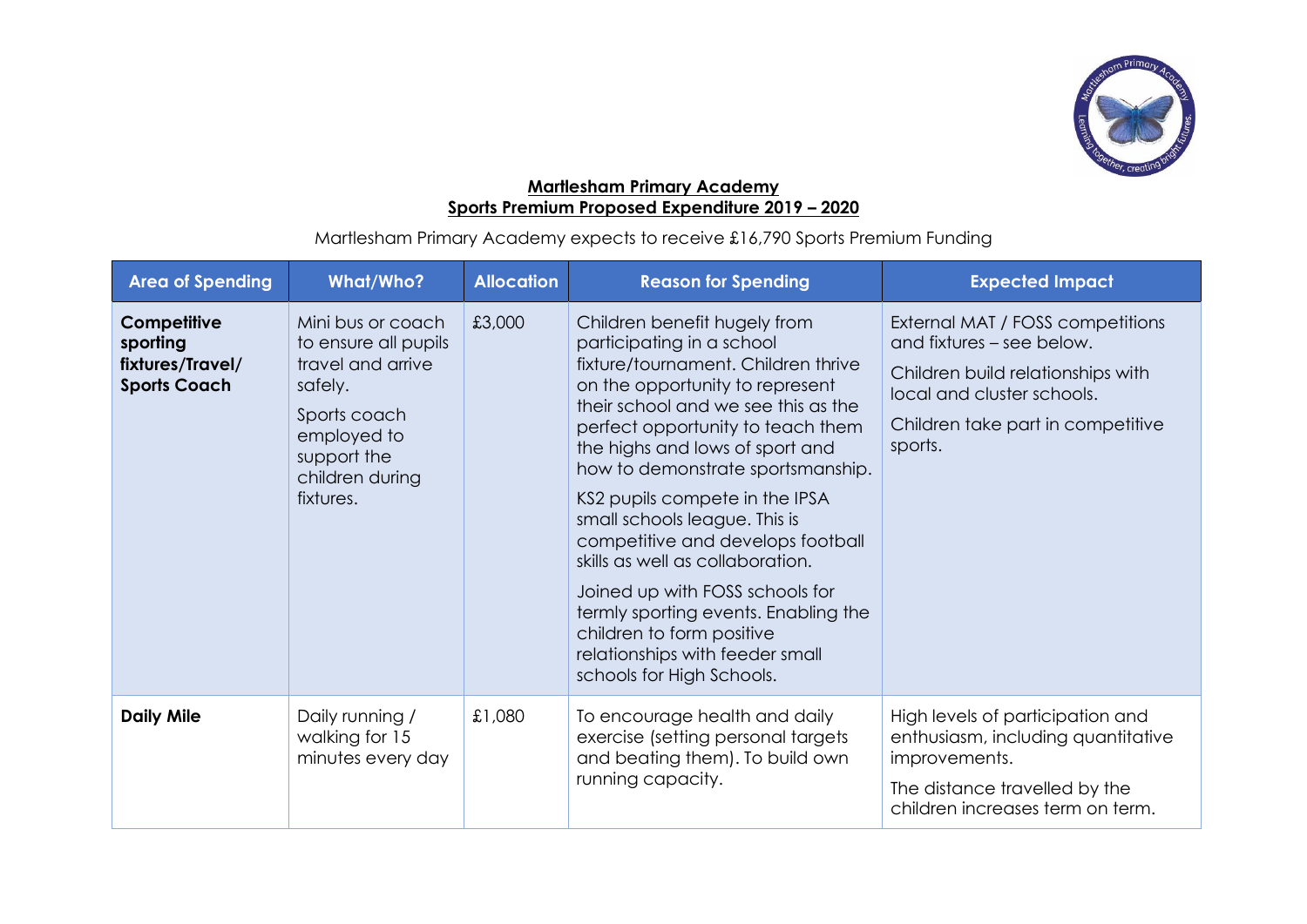**Martlesham Primary Academy**
**Sports Premium Proposed Expenditure 2019 – 2020**

Martlesham Primary Academy expects to receive £16,790 Sports Premium Funding

| Area of Spending | What/Who? | Allocation | Reason for Spending | Expected Impact |
|---|---|---|---|---|
| **Competitive sporting fixtures/Travel/ Sports Coach** | Mini bus or coach to ensure all pupils travel and arrive safely.<br><br>Sports coach employed to support the children during fixtures. | £3,000 | Children benefit hugely from participating in a school fixture/tournament. Children thrive on the opportunity to represent their school and we see this as the perfect opportunity to teach them the highs and lows of sport and how to demonstrate sportsmanship.<br><br>KS2 pupils compete in the IPSA small schools league. This is competitive and develops football skills as well as collaboration.<br><br>Joined up with FOSS schools for termly sporting events. Enabling the children to form positive relationships with feeder small schools for High Schools. | External MAT / FOSS competitions and fixtures – see below.<br><br>Children build relationships with local and cluster schools.<br><br>Children take part in competitive sports. |
| **Daily Mile** | Daily running / walking for 15 minutes every day | £1,080 | To encourage health and daily exercise (setting personal targets and beating them). To build own running capacity. | High levels of participation and enthusiasm, including quantitative improvements.<br><br>The distance travelled by the children increases term on term. |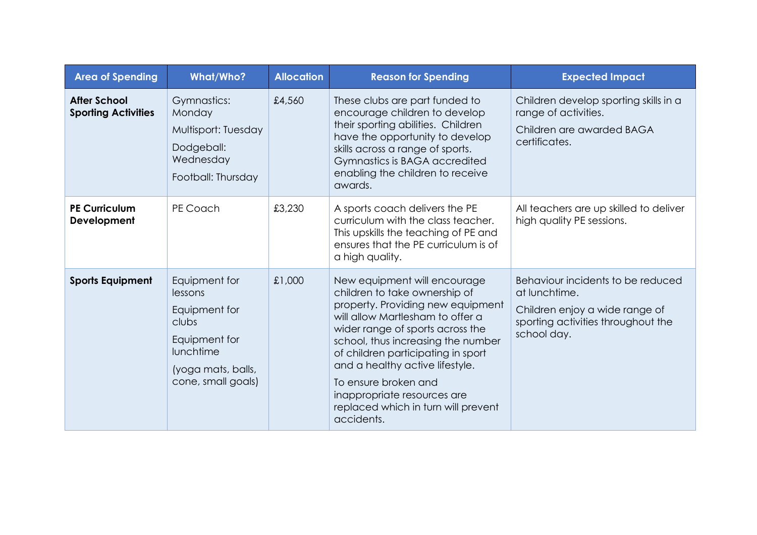| Area of Spending | What/Who? | Allocation | Reason for Spending | Expected Impact |
|---|---|---|---|---|
| **After School Sporting Activities** | Gymnastics: Monday<br>Multisport: Tuesday<br>Dodgeball: Wednesday<br>Football: Thursday | £4,560 | These clubs are part funded to encourage children to develop their sporting abilities. Children have the opportunity to develop skills across a range of sports. Gymnastics is BAGA accredited enabling the children to receive awards. | Children develop sporting skills in a range of activities.<br>Children are awarded BAGA certificates. |
| **PE Curriculum Development** | PE Coach | £3,230 | A sports coach delivers the PE curriculum with the class teacher. This upskills the teaching of PE and ensures that the PE curriculum is of a high quality. | All teachers are up skilled to deliver high quality PE sessions. |
| **Sports Equipment** | Equipment for lessons<br>Equipment for clubs<br>Equipment for lunchtime<br>(yoga mats, balls, cone, small goals) | £1,000 | New equipment will encourage children to take ownership of property. Providing new equipment will allow Martlesham to offer a wider range of sports across the school, thus increasing the number of children participating in sport and a healthy active lifestyle.<br>To ensure broken and inappropriate resources are replaced which in turn will prevent accidents. | Behaviour incidents to be reduced at lunchtime.<br>Children enjoy a wide range of sporting activities throughout the school day. |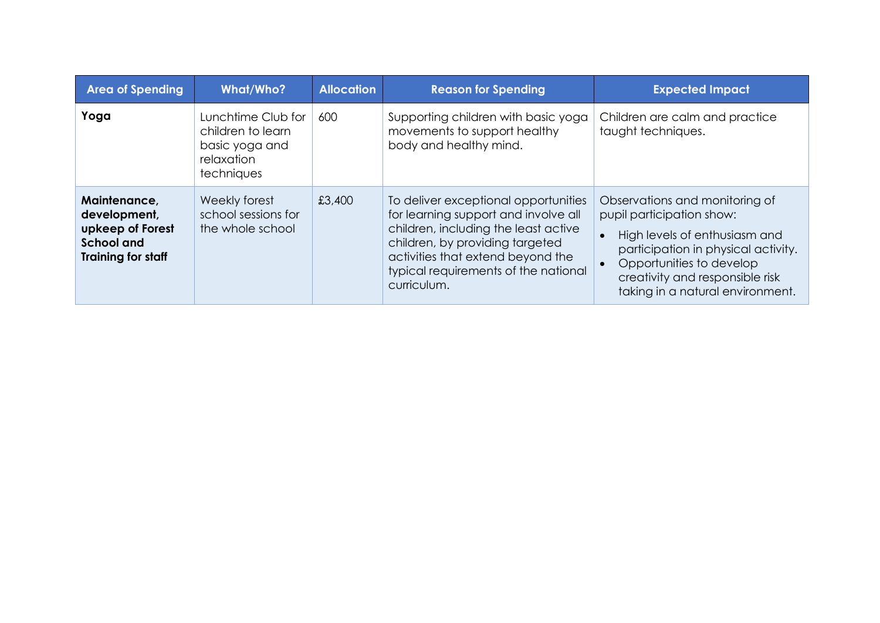| Area of Spending | What/Who? | Allocation | Reason for Spending | Expected Impact |
|---|---|---|---|---|
| **Yoga** | Lunchtime Club for children to learn basic yoga and relaxation techniques | 600 | Supporting children with basic yoga movements to support healthy body and healthy mind. | Children are calm and practice taught techniques. |
| **Maintenance, development, upkeep of Forest School and Training for staff** | Weekly forest school sessions for the whole school | £3,400 | To deliver exceptional opportunities for learning support and involve all children, including the least active children, by providing targeted activities that extend beyond the typical requirements of the national curriculum. | Observations and monitoring of pupil participation show:<br>• High levels of enthusiasm and participation in physical activity.<br>• Opportunities to develop creativity and responsible risk taking in a natural environment. |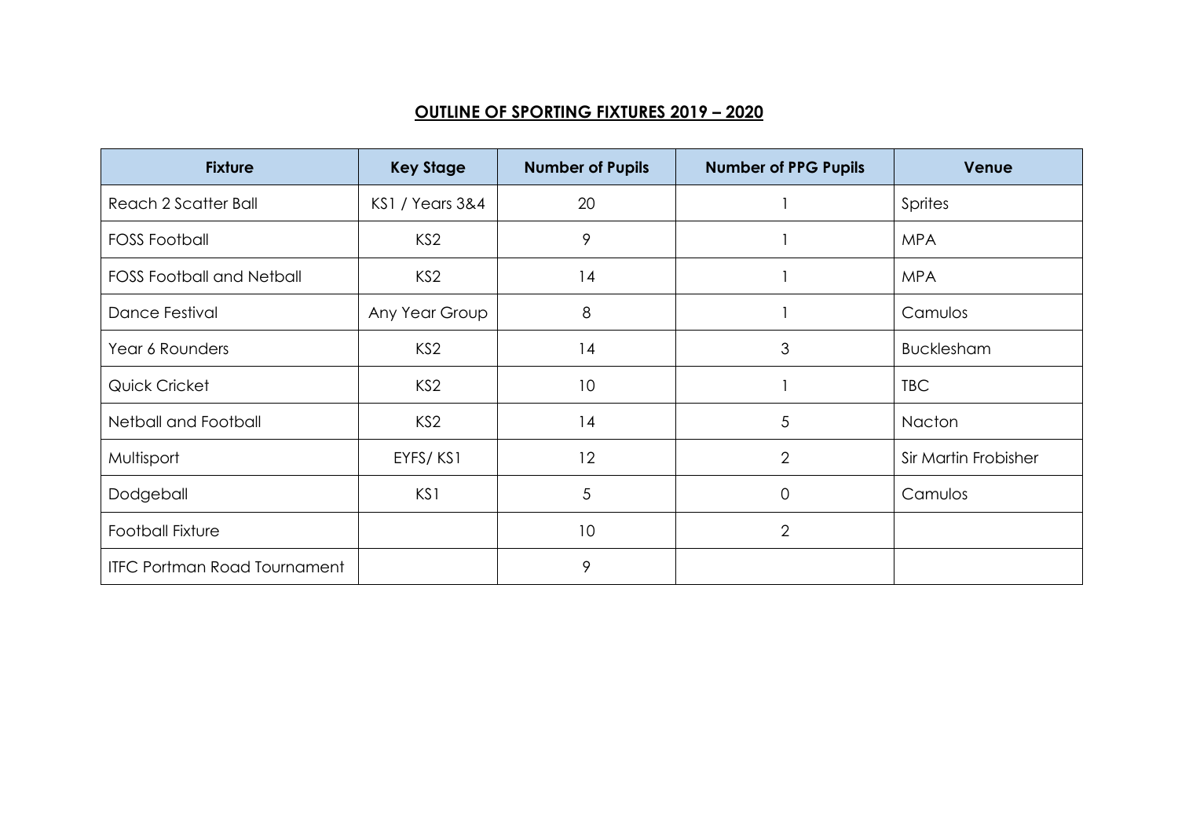## OUTLINE OF SPORTING FIXTURES 2019 – 2020

| Fixture | Key Stage | Number of Pupils | Number of PPG Pupils | Venue |
|---|---|---|---|---|
| Reach 2 Scatter Ball | KS1 / Years 3&4 | 20 | 1 | Sprites |
| FOSS Football | KS2 | 9 | 1 | MPA |
| FOSS Football and Netball | KS2 | 14 | 1 | MPA |
| Dance Festival | Any Year Group | 8 | 1 | Camulos |
| Year 6 Rounders | KS2 | 14 | 3 | Bucklesham |
| Quick Cricket | KS2 | 10 | 1 | TBC |
| Netball and Football | KS2 | 14 | 5 | Nacton |
| Multisport | EYFS/ KS1 | 12 | 2 | Sir Martin Frobisher |
| Dodgeball | KS1 | 5 | 0 | Camulos |
| Football Fixture | | 10 | 2 | |
| ITFC Portman Road Tournament | | 9 | | |